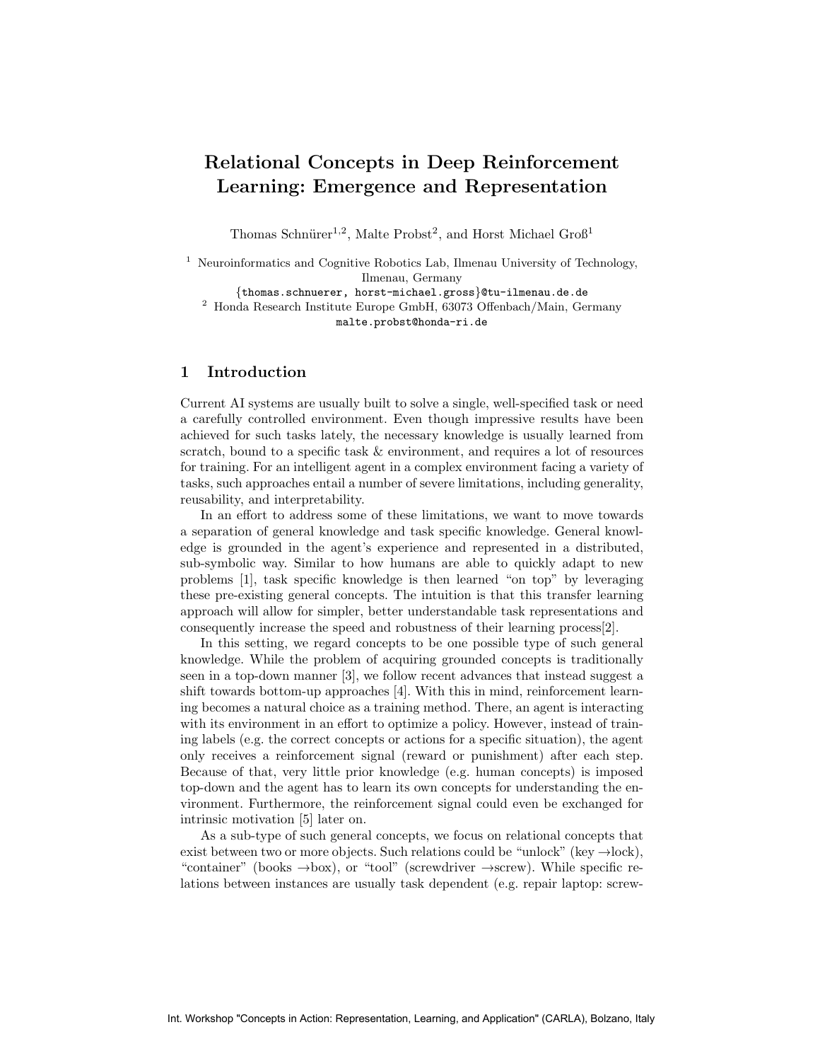# Relational Concepts in Deep Reinforcement Learning: Emergence and Representation

Thomas Schnürer[1,2], Malte Probst[2], and Horst Michael Groß[1]

[1] Neuroinformatics and Cognitive Robotics Lab, Ilmenau University of Technology, Ilmenau, Germany
{thomas.schnuerer, horst-michael.gross}@tu-ilmenau.de.de

[2] Honda Research Institute Europe GmbH, 63073 Offenbach/Main, Germany
malte.probst@honda-ri.de

## 1 Introduction

Current AI systems are usually built to solve a single, well-specified task or need a carefully controlled environment. Even though impressive results have been achieved for such tasks lately, the necessary knowledge is usually learned from scratch, bound to a specific task & environment, and requires a lot of resources for training. For an intelligent agent in a complex environment facing a variety of tasks, such approaches entail a number of severe limitations, including generality, reusability, and interpretability.

In an effort to address some of these limitations, we want to move towards a separation of general knowledge and task specific knowledge. General knowledge is grounded in the agent's experience and represented in a distributed, sub-symbolic way. Similar to how humans are able to quickly adapt to new problems [1], task specific knowledge is then learned "on top" by leveraging these pre-existing general concepts. The intuition is that this transfer learning approach will allow for simpler, better understandable task representations and consequently increase the speed and robustness of their learning process[2].

In this setting, we regard concepts to be one possible type of such general knowledge. While the problem of acquiring grounded concepts is traditionally seen in a top-down manner [3], we follow recent advances that instead suggest a shift towards bottom-up approaches [4]. With this in mind, reinforcement learning becomes a natural choice as a training method. There, an agent is interacting with its environment in an effort to optimize a policy. However, instead of training labels (e.g. the correct concepts or actions for a specific situation), the agent only receives a reinforcement signal (reward or punishment) after each step. Because of that, very little prior knowledge (e.g. human concepts) is imposed top-down and the agent has to learn its own concepts for understanding the environment. Furthermore, the reinforcement signal could even be exchanged for intrinsic motivation [5] later on.

As a sub-type of such general concepts, we focus on relational concepts that exist between two or more objects. Such relations could be "unlock" (key →lock), "container" (books →box), or "tool" (screwdriver →screw). While specific relations between instances are usually task dependent (e.g. repair laptop: screw-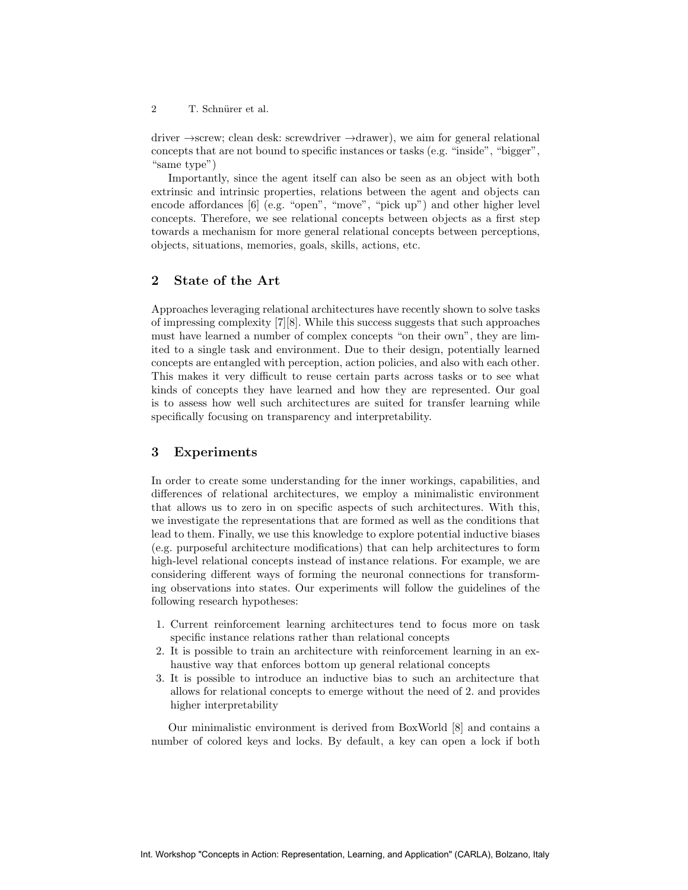driver →screw; clean desk: screwdriver →drawer), we aim for general relational concepts that are not bound to specific instances or tasks (e.g. "inside", "bigger", "same type")

Importantly, since the agent itself can also be seen as an object with both extrinsic and intrinsic properties, relations between the agent and objects can encode affordances [6] (e.g. "open", "move", "pick up") and other higher level concepts. Therefore, we see relational concepts between objects as a first step towards a mechanism for more general relational concepts between perceptions, objects, situations, memories, goals, skills, actions, etc.

## 2 State of the Art

Approaches leveraging relational architectures have recently shown to solve tasks of impressing complexity [7][8]. While this success suggests that such approaches must have learned a number of complex concepts "on their own", they are limited to a single task and environment. Due to their design, potentially learned concepts are entangled with perception, action policies, and also with each other. This makes it very difficult to reuse certain parts across tasks or to see what kinds of concepts they have learned and how they are represented. Our goal is to assess how well such architectures are suited for transfer learning while specifically focusing on transparency and interpretability.

## 3 Experiments

In order to create some understanding for the inner workings, capabilities, and differences of relational architectures, we employ a minimalistic environment that allows us to zero in on specific aspects of such architectures. With this, we investigate the representations that are formed as well as the conditions that lead to them. Finally, we use this knowledge to explore potential inductive biases (e.g. purposeful architecture modifications) that can help architectures to form high-level relational concepts instead of instance relations. For example, we are considering different ways of forming the neuronal connections for transforming observations into states. Our experiments will follow the guidelines of the following research hypotheses:

1. Current reinforcement learning architectures tend to focus more on task specific instance relations rather than relational concepts
2. It is possible to train an architecture with reinforcement learning in an exhaustive way that enforces bottom up general relational concepts
3. It is possible to introduce an inductive bias to such an architecture that allows for relational concepts to emerge without the need of 2. and provides higher interpretability

Our minimalistic environment is derived from BoxWorld [8] and contains a number of colored keys and locks. By default, a key can open a lock if both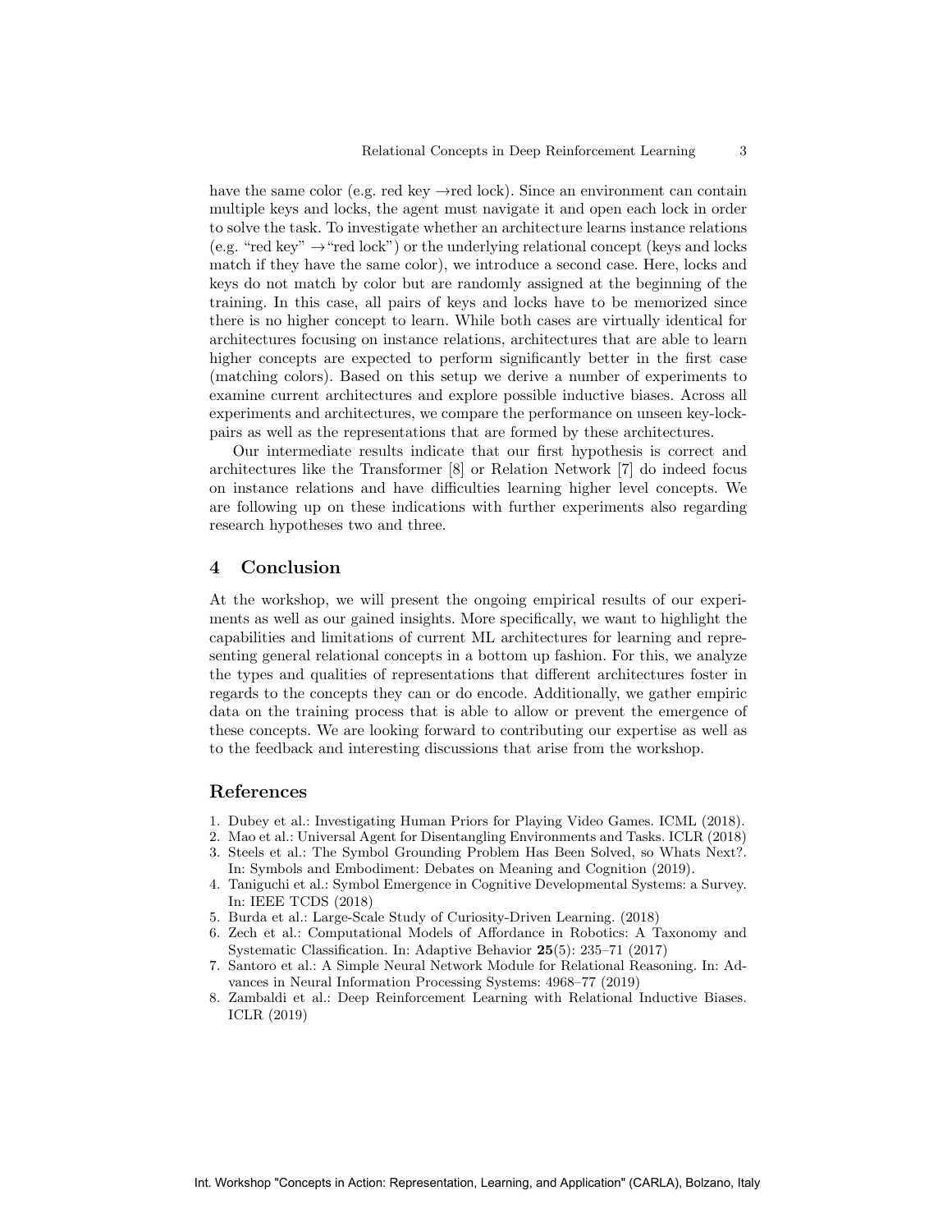have the same color (e.g. red key →red lock). Since an environment can contain multiple keys and locks, the agent must navigate it and open each lock in order to solve the task. To investigate whether an architecture learns instance relations (e.g. "red key" →"red lock") or the underlying relational concept (keys and locks match if they have the same color), we introduce a second case. Here, locks and keys do not match by color but are randomly assigned at the beginning of the training. In this case, all pairs of keys and locks have to be memorized since there is no higher concept to learn. While both cases are virtually identical for architectures focusing on instance relations, architectures that are able to learn higher concepts are expected to perform significantly better in the first case (matching colors). Based on this setup we derive a number of experiments to examine current architectures and explore possible inductive biases. Across all experiments and architectures, we compare the performance on unseen key-lock-pairs as well as the representations that are formed by these architectures.

Our intermediate results indicate that our first hypothesis is correct and architectures like the Transformer [8] or Relation Network [7] do indeed focus on instance relations and have difficulties learning higher level concepts. We are following up on these indications with further experiments also regarding research hypotheses two and three.

## 4 Conclusion

At the workshop, we will present the ongoing empirical results of our experiments as well as our gained insights. More specifically, we want to highlight the capabilities and limitations of current ML architectures for learning and representing general relational concepts in a bottom up fashion. For this, we analyze the types and qualities of representations that different architectures foster in regards to the concepts they can or do encode. Additionally, we gather empiric data on the training process that is able to allow or prevent the emergence of these concepts. We are looking forward to contributing our expertise as well as to the feedback and interesting discussions that arise from the workshop.

## References

1. Dubey et al.: Investigating Human Priors for Playing Video Games. ICML (2018).
2. Mao et al.: Universal Agent for Disentangling Environments and Tasks. ICLR (2018)
3. Steels et al.: The Symbol Grounding Problem Has Been Solved, so Whats Next?. In: Symbols and Embodiment: Debates on Meaning and Cognition (2019).
4. Taniguchi et al.: Symbol Emergence in Cognitive Developmental Systems: a Survey. In: IEEE TCDS (2018)
5. Burda et al.: Large-Scale Study of Curiosity-Driven Learning. (2018)
6. Zech et al.: Computational Models of Affordance in Robotics: A Taxonomy and Systematic Classification. In: Adaptive Behavior **25**(5): 235–71 (2017)
7. Santoro et al.: A Simple Neural Network Module for Relational Reasoning. In: Advances in Neural Information Processing Systems: 4968–77 (2019)
8. Zambaldi et al.: Deep Reinforcement Learning with Relational Inductive Biases. ICLR (2019)